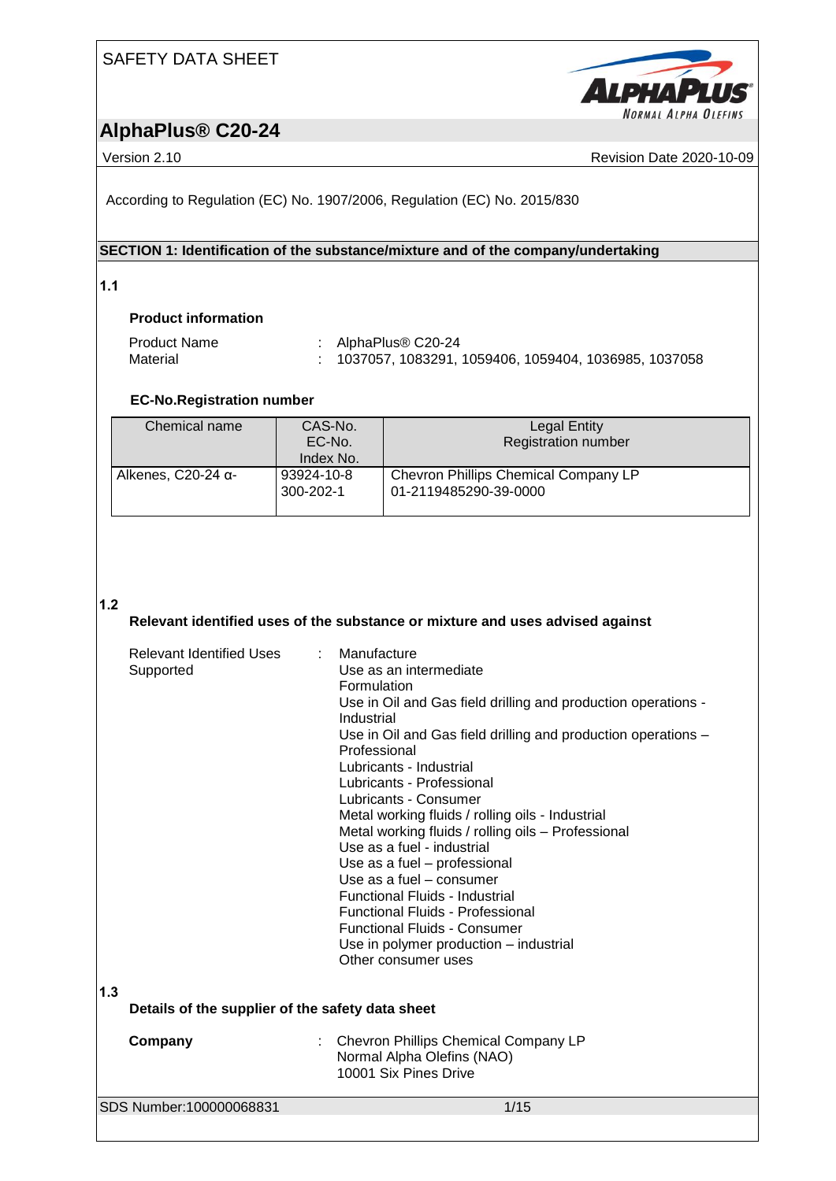SAFETY DATA SHEET

# AlphaPlus® C20-24

Version 2.10 Revision Date 2020-10-09

According to Regulation (EC) No. 1907/2006, Regulation (EC) No. 2015/830

## SECTION 1: Identification of the substance/mixture and of the company/undertaking

### 1.1

**Product information**

Product Name : AlphaPlus® C20-24
Material : 1037057, 1083291, 1059406, 1059404, 1036985, 1037058

**EC-No.Registration number**

| Chemical name | CAS-No.<br>EC-No.<br>Index No. | Legal Entity<br>Registration number |
|---|---|---|
| Alkenes, C20-24 α- | 93924-10-8<br>300-202-1 | Chevron Phillips Chemical Company LP<br>01-2119485290-39-0000 |

### 1.2

**Relevant identified uses of the substance or mixture and uses advised against**

Relevant Identified Uses Supported :
- Manufacture
- Use as an intermediate
- Formulation
- Use in Oil and Gas field drilling and production operations - Industrial
- Use in Oil and Gas field drilling and production operations – Professional
- Lubricants - Industrial
- Lubricants - Professional
- Lubricants - Consumer
- Metal working fluids / rolling oils - Industrial
- Metal working fluids / rolling oils – Professional
- Use as a fuel - industrial
- Use as a fuel – professional
- Use as a fuel – consumer
- Functional Fluids - Industrial
- Functional Fluids - Professional
- Functional Fluids - Consumer
- Use in polymer production – industrial
- Other consumer uses

### 1.3

**Details of the supplier of the safety data sheet**

**Company** : Chevron Phillips Chemical Company LP
Normal Alpha Olefins (NAO)
10001 Six Pines Drive

SDS Number:100000068831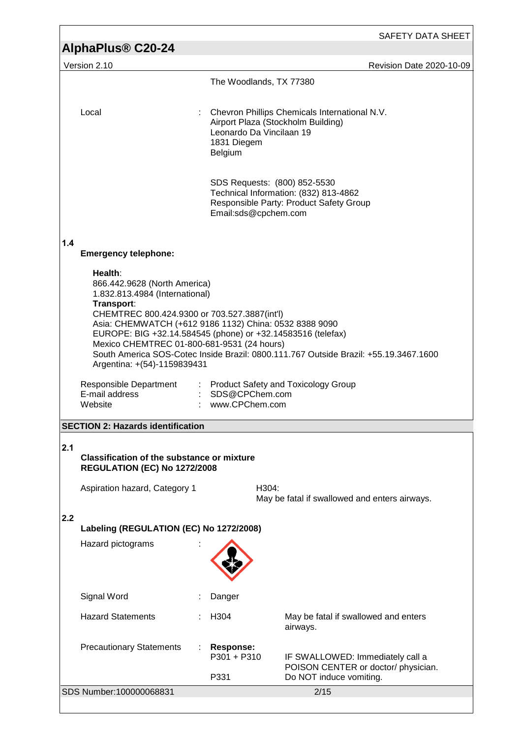The Woodlands, TX 77380

| | | |
|---|---|---|
| Local | : | Chevron Phillips Chemicals International N.V.<br>Airport Plaza (Stockholm Building)<br>Leonardo Da Vincilaan 19<br>1831 Diegem<br>Belgium |
| | | SDS Requests: (800) 852-5530<br>Technical Information: (832) 813-4862<br>Responsible Party: Product Safety Group<br>Email:sds@cpchem.com |

**1.4**

**Emergency telephone:**

**Health**:
866.442.9628 (North America)
1.832.813.4984 (International)
**Transport**:
CHEMTREC 800.424.9300 or 703.527.3887(int'l)
Asia: CHEMWATCH (+612 9186 1132) China: 0532 8388 9090
EUROPE: BIG +32.14.584545 (phone) or +32.14583516 (telefax)
Mexico CHEMTREC 01-800-681-9531 (24 hours)
South America SOS-Cotec Inside Brazil: 0800.111.767 Outside Brazil: +55.19.3467.1600
Argentina: +(54)-1159839431

| | | |
|---|---|---|
| Responsible Department | : | Product Safety and Toxicology Group |
| E-mail address | : | SDS@CPChem.com |
| Website | : | www.CPChem.com |

## SECTION 2: Hazards identification

**2.1**

**Classification of the substance or mixture**
**REGULATION (EC) No 1272/2008**

| | |
|---|---|
| Aspiration hazard, Category 1 | H304:<br>May be fatal if swallowed and enters airways. |

**2.2**

**Labeling (REGULATION (EC) No 1272/2008)**

| | | | |
|---|---|---|---|
| Hazard pictograms | : | | |
| Signal Word | : | Danger | |
| Hazard Statements | : | H304 | May be fatal if swallowed and enters airways. |
| Precautionary Statements | : | **Response:** | |
| | | P301 + P310 | IF SWALLOWED: Immediately call a POISON CENTER or doctor/ physician. |
| | | P331 | Do NOT induce vomiting. |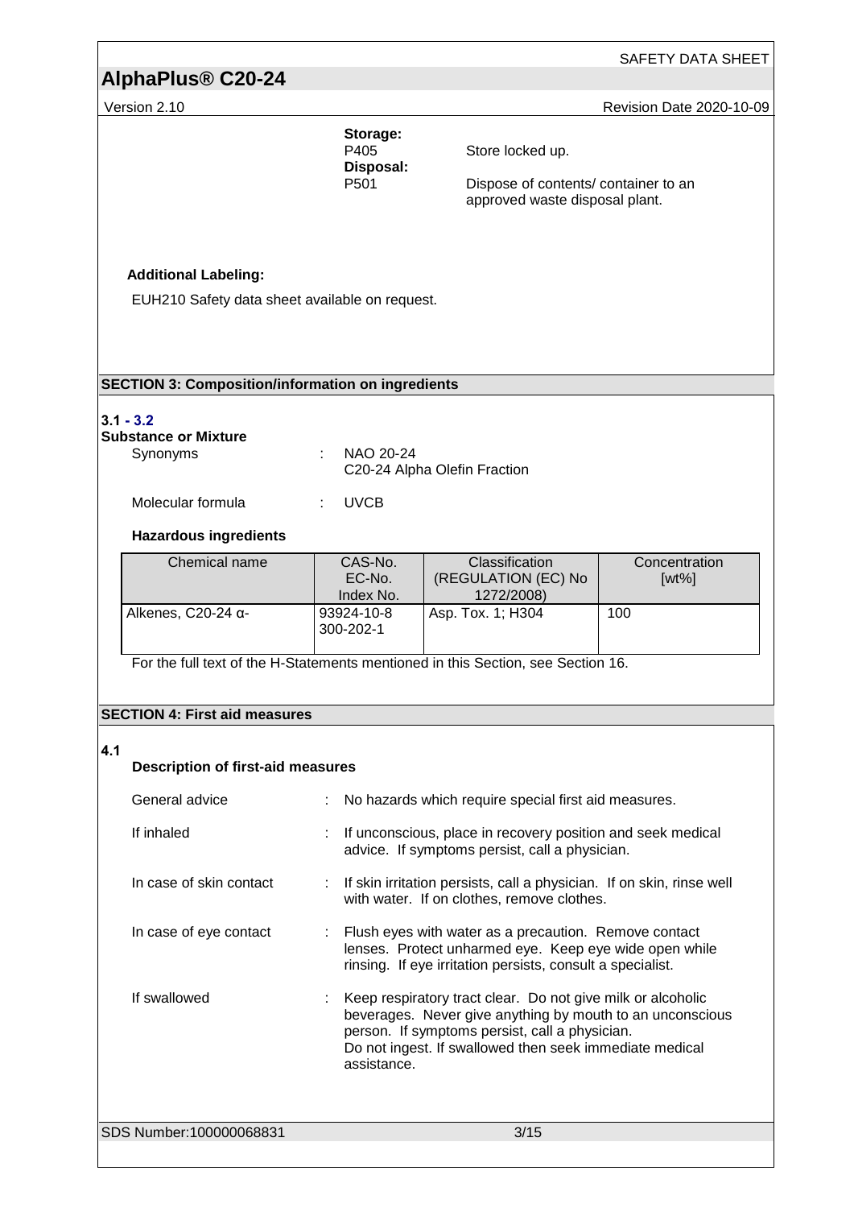**Storage:**

P405 Store locked up.

**Disposal:**

P501 Dispose of contents/ container to an approved waste disposal plant.

**Additional Labeling:**

EUH210 Safety data sheet available on request.

## SECTION 3: Composition/information on ingredients

**3.1 - 3.2**

**Substance or Mixture**

Synonyms : NAO 20-24
C20-24 Alpha Olefin Fraction

Molecular formula : UVCB

**Hazardous ingredients**

| Chemical name | CAS-No. EC-No. Index No. | Classification (REGULATION (EC) No 1272/2008) | Concentration [wt%] |
|---|---|---|---|
| Alkenes, C20-24 α- | 93924-10-8 300-202-1 | Asp. Tox. 1; H304 | 100 |

For the full text of the H-Statements mentioned in this Section, see Section 16.

## SECTION 4: First aid measures

**4.1**

**Description of first-aid measures**

General advice : No hazards which require special first aid measures.

If inhaled : If unconscious, place in recovery position and seek medical advice. If symptoms persist, call a physician.

In case of skin contact : If skin irritation persists, call a physician. If on skin, rinse well with water. If on clothes, remove clothes.

In case of eye contact : Flush eyes with water as a precaution. Remove contact lenses. Protect unharmed eye. Keep eye wide open while rinsing. If eye irritation persists, consult a specialist.

If swallowed : Keep respiratory tract clear. Do not give milk or alcoholic beverages. Never give anything by mouth to an unconscious person. If symptoms persist, call a physician.
Do not ingest. If swallowed then seek immediate medical assistance.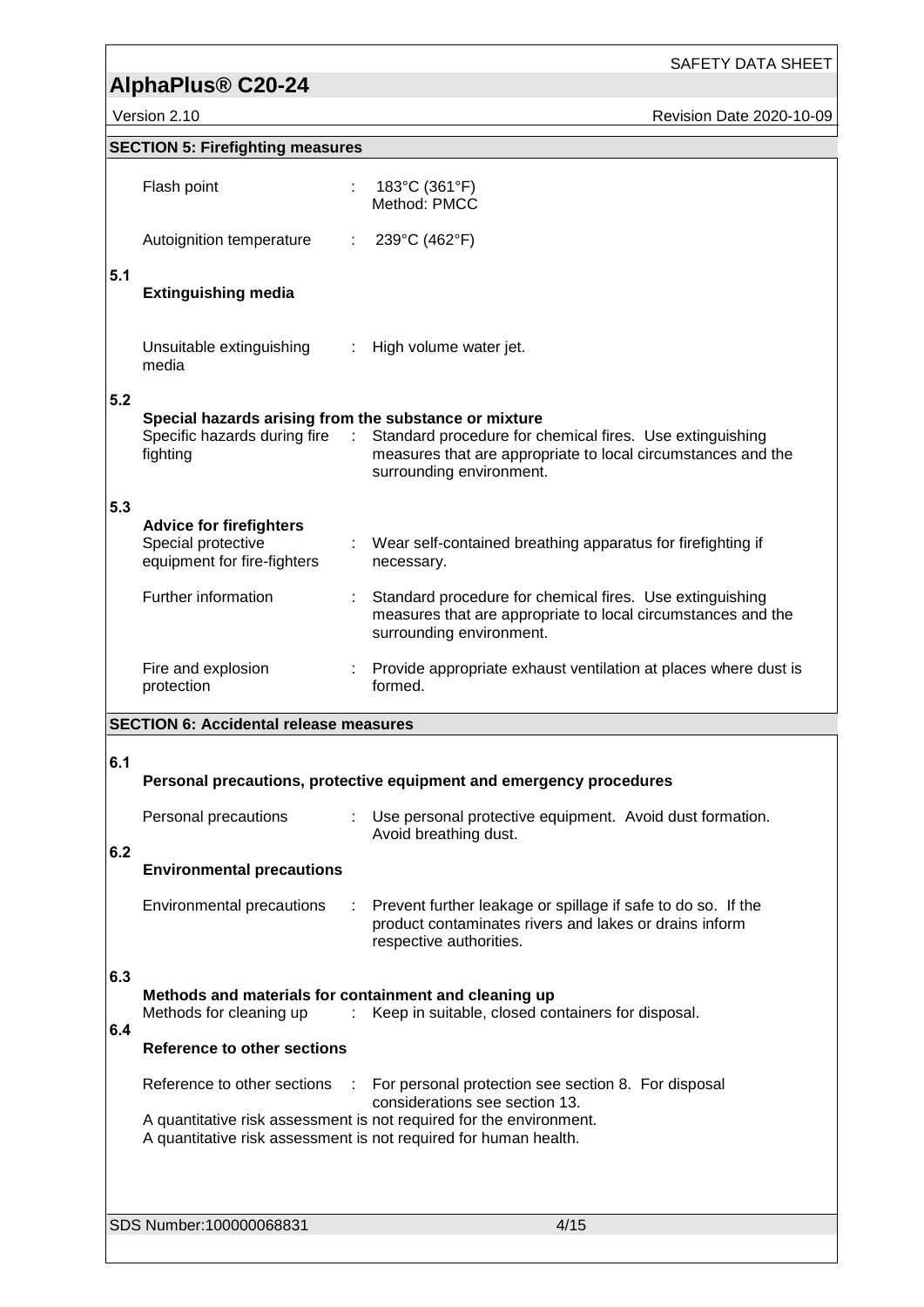## SECTION 5: Firefighting measures

| | | |
|---|---|---|
| Flash point | : | 183°C (361°F)<br>Method: PMCC |
| Autoignition temperature | : | 239°C (462°F) |

### 5.1 Extinguishing media

| | | |
|---|---|---|
| Unsuitable extinguishing media | : | High volume water jet. |

### 5.2 Special hazards arising from the substance or mixture

| | | |
|---|---|---|
| Specific hazards during fire fighting | : | Standard procedure for chemical fires. Use extinguishing measures that are appropriate to local circumstances and the surrounding environment. |

### 5.3 Advice for firefighters

| | | |
|---|---|---|
| Special protective equipment for fire-fighters | : | Wear self-contained breathing apparatus for firefighting if necessary. |
| Further information | : | Standard procedure for chemical fires. Use extinguishing measures that are appropriate to local circumstances and the surrounding environment. |
| Fire and explosion protection | : | Provide appropriate exhaust ventilation at places where dust is formed. |

## SECTION 6: Accidental release measures

### 6.1 Personal precautions, protective equipment and emergency procedures

| | | |
|---|---|---|
| Personal precautions | : | Use personal protective equipment. Avoid dust formation. Avoid breathing dust. |

### 6.2 Environmental precautions

| | | |
|---|---|---|
| Environmental precautions | : | Prevent further leakage or spillage if safe to do so. If the product contaminates rivers and lakes or drains inform respective authorities. |

### 6.3 Methods and materials for containment and cleaning up

| | | |
|---|---|---|
| Methods for cleaning up | : | Keep in suitable, closed containers for disposal. |

### 6.4 Reference to other sections

| | | |
|---|---|---|
| Reference to other sections | : | For personal protection see section 8. For disposal considerations see section 13. |

A quantitative risk assessment is not required for the environment.
A quantitative risk assessment is not required for human health.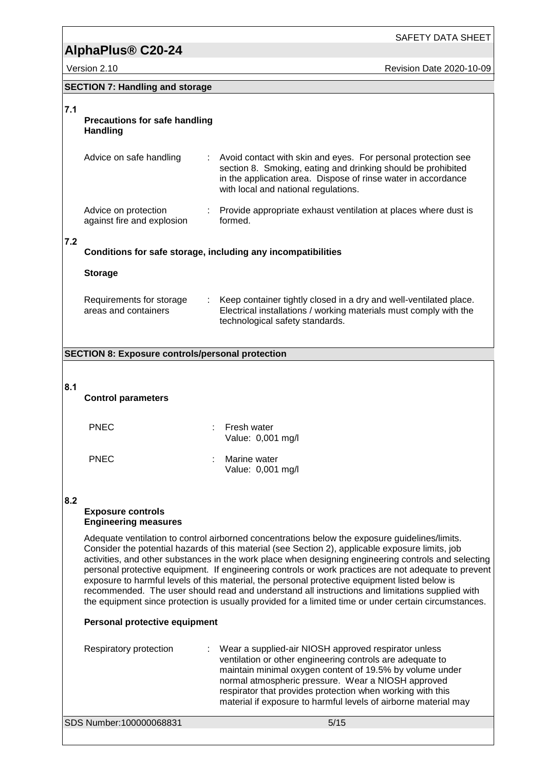## SECTION 7: Handling and storage

### 7.1 Precautions for safe handling

**Handling**

Advice on safe handling : Avoid contact with skin and eyes. For personal protection see section 8. Smoking, eating and drinking should be prohibited in the application area. Dispose of rinse water in accordance with local and national regulations.

Advice on protection against fire and explosion : Provide appropriate exhaust ventilation at places where dust is formed.

### 7.2 Conditions for safe storage, including any incompatibilities

**Storage**

Requirements for storage areas and containers : Keep container tightly closed in a dry and well-ventilated place. Electrical installations / working materials must comply with the technological safety standards.

## SECTION 8: Exposure controls/personal protection

### 8.1 Control parameters

PNEC : Fresh water
Value: 0,001 mg/l

PNEC : Marine water
Value: 0,001 mg/l

### 8.2 Exposure controls

**Engineering measures**

Adequate ventilation to control airborned concentrations below the exposure guidelines/limits. Consider the potential hazards of this material (see Section 2), applicable exposure limits, job activities, and other substances in the work place when designing engineering controls and selecting personal protective equipment. If engineering controls or work practices are not adequate to prevent exposure to harmful levels of this material, the personal protective equipment listed below is recommended. The user should read and understand all instructions and limitations supplied with the equipment since protection is usually provided for a limited time or under certain circumstances.

**Personal protective equipment**

Respiratory protection : Wear a supplied-air NIOSH approved respirator unless ventilation or other engineering controls are adequate to maintain minimal oxygen content of 19.5% by volume under normal atmospheric pressure. Wear a NIOSH approved respirator that provides protection when working with this material if exposure to harmful levels of airborne material may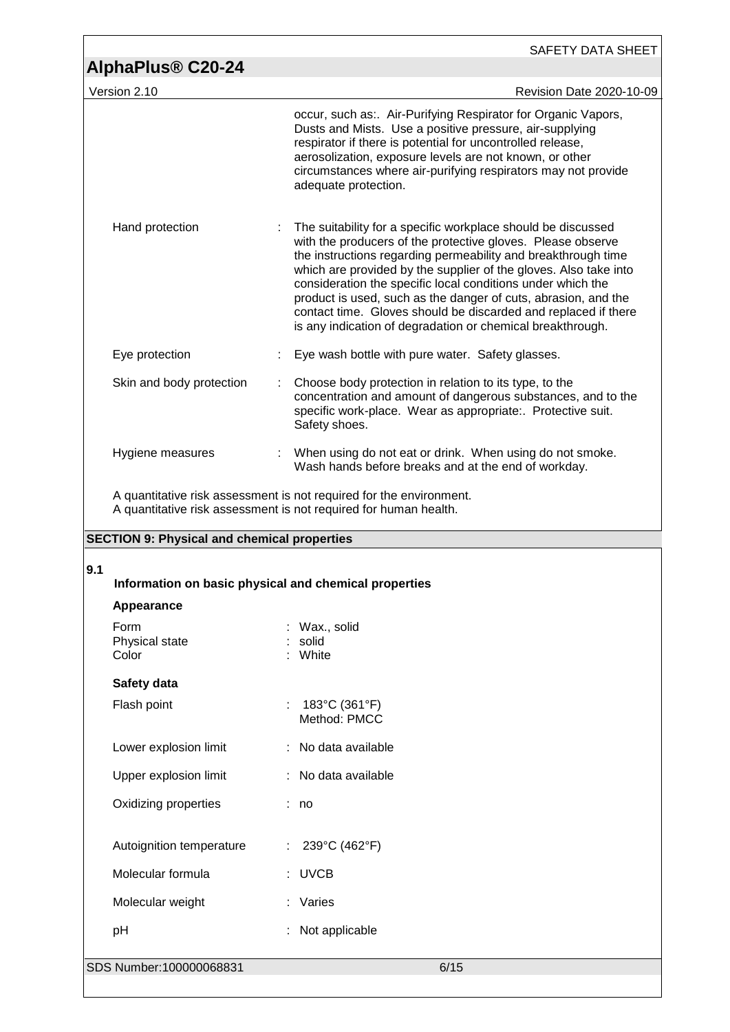occur, such as:. Air-Purifying Respirator for Organic Vapors, Dusts and Mists. Use a positive pressure, air-supplying respirator if there is potential for uncontrolled release, aerosolization, exposure levels are not known, or other circumstances where air-purifying respirators may not provide adequate protection.

Hand protection : The suitability for a specific workplace should be discussed with the producers of the protective gloves. Please observe the instructions regarding permeability and breakthrough time which are provided by the supplier of the gloves. Also take into consideration the specific local conditions under which the product is used, such as the danger of cuts, abrasion, and the contact time. Gloves should be discarded and replaced if there is any indication of degradation or chemical breakthrough.

Eye protection : Eye wash bottle with pure water. Safety glasses.

Skin and body protection : Choose body protection in relation to its type, to the concentration and amount of dangerous substances, and to the specific work-place. Wear as appropriate:. Protective suit. Safety shoes.

Hygiene measures : When using do not eat or drink. When using do not smoke. Wash hands before breaks and at the end of workday.

A quantitative risk assessment is not required for the environment.
A quantitative risk assessment is not required for human health.

## SECTION 9: Physical and chemical properties

### 9.1 Information on basic physical and chemical properties

**Appearance**

Form : Wax., solid
Physical state : solid
Color : White

**Safety data**

Flash point : 183°C (361°F)
Method: PMCC

Lower explosion limit : No data available

Upper explosion limit : No data available

Oxidizing properties : no

Autoignition temperature : 239°C (462°F)

Molecular formula : UVCB

Molecular weight : Varies

pH : Not applicable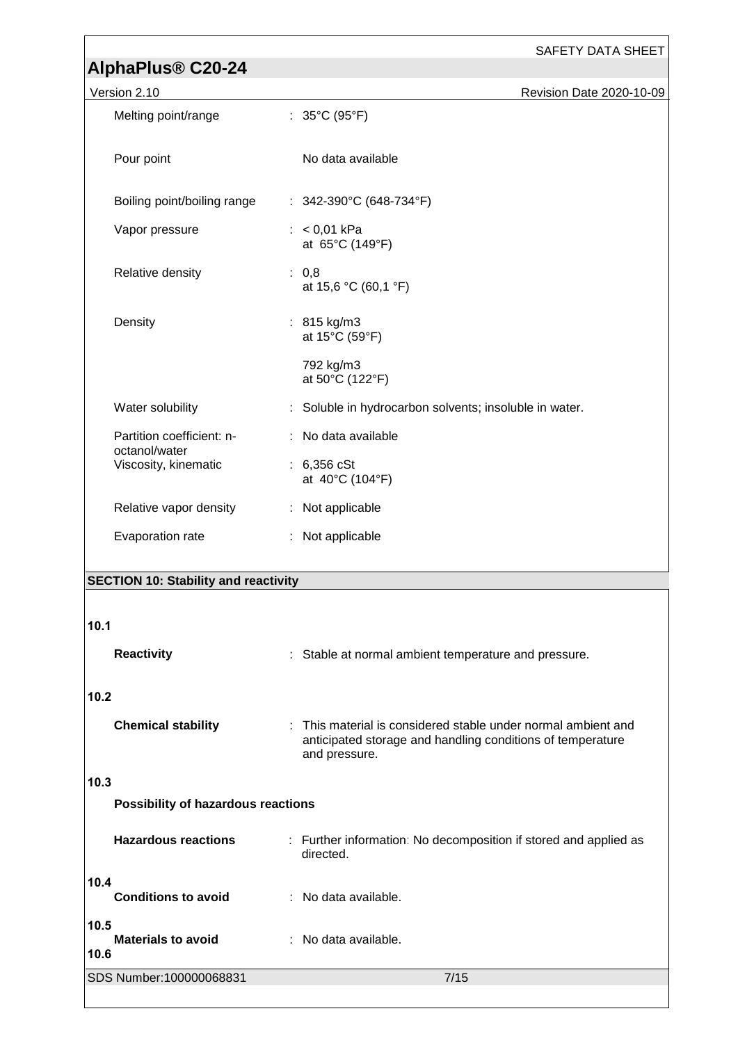| | |
|---|---|
| Melting point/range | : 35°C (95°F) |
| Pour point | No data available |
| Boiling point/boiling range | : 342-390°C (648-734°F) |
| Vapor pressure | : < 0,01 kPa at 65°C (149°F) |
| Relative density | : 0,8 at 15,6 °C (60,1 °F) |
| Density | : 815 kg/m3 at 15°C (59°F) |
| | 792 kg/m3 at 50°C (122°F) |
| Water solubility | : Soluble in hydrocarbon solvents; insoluble in water. |
| Partition coefficient: n-octanol/water | : No data available |
| Viscosity, kinematic | : 6,356 cSt at 40°C (104°F) |
| Relative vapor density | : Not applicable |
| Evaporation rate | : Not applicable |

## SECTION 10: Stability and reactivity

**10.1**

**Reactivity** : Stable at normal ambient temperature and pressure.

**10.2**

**Chemical stability** : This material is considered stable under normal ambient and anticipated storage and handling conditions of temperature and pressure.

**10.3**

**Possibility of hazardous reactions**

**Hazardous reactions** : Further information: No decomposition if stored and applied as directed.

**10.4**

**Conditions to avoid** : No data available.

**10.5**

**Materials to avoid** : No data available.

**10.6**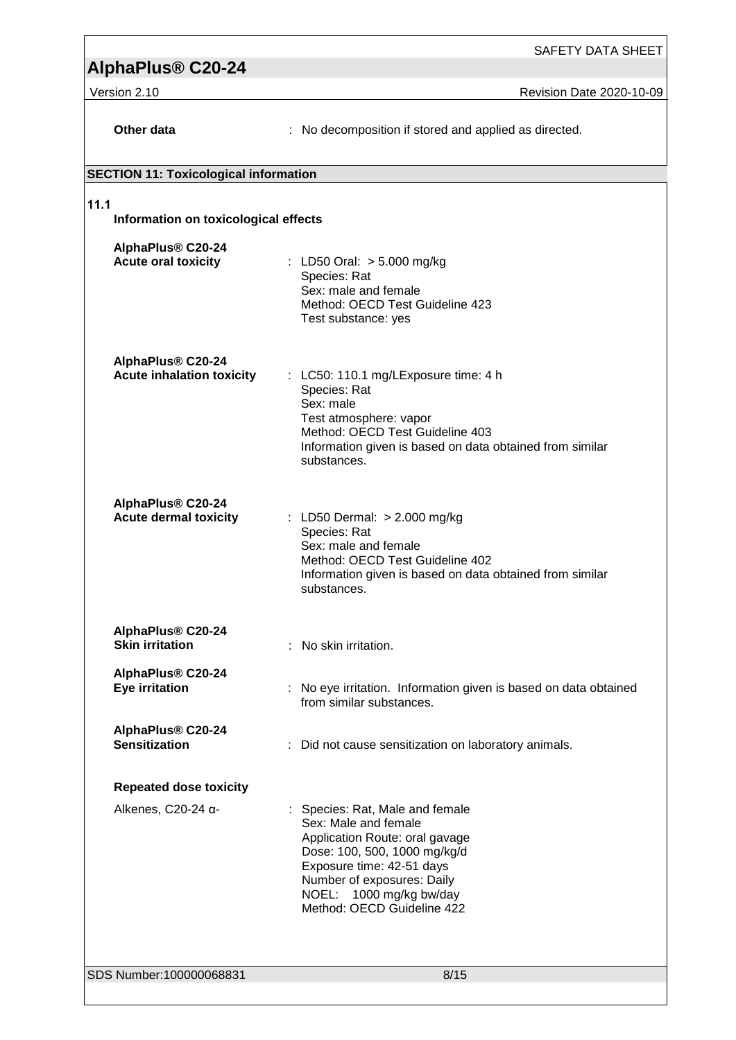**Other data** : No decomposition if stored and applied as directed.

## SECTION 11: Toxicological information

### 11.1 Information on toxicological effects

**AlphaPlus® C20-24**
**Acute oral toxicity** : LD50 Oral: > 5.000 mg/kg
Species: Rat
Sex: male and female
Method: OECD Test Guideline 423
Test substance: yes

**AlphaPlus® C20-24**
**Acute inhalation toxicity** : LC50: 110.1 mg/LExposure time: 4 h
Species: Rat
Sex: male
Test atmosphere: vapor
Method: OECD Test Guideline 403
Information given is based on data obtained from similar substances.

**AlphaPlus® C20-24**
**Acute dermal toxicity** : LD50 Dermal: > 2.000 mg/kg
Species: Rat
Sex: male and female
Method: OECD Test Guideline 402
Information given is based on data obtained from similar substances.

**AlphaPlus® C20-24**
**Skin irritation** : No skin irritation.

**AlphaPlus® C20-24**
**Eye irritation** : No eye irritation. Information given is based on data obtained from similar substances.

**AlphaPlus® C20-24**
**Sensitization** : Did not cause sensitization on laboratory animals.

**Repeated dose toxicity**

Alkenes, C20-24 α- : Species: Rat, Male and female
Sex: Male and female
Application Route: oral gavage
Dose: 100, 500, 1000 mg/kg/d
Exposure time: 42-51 days
Number of exposures: Daily
NOEL: 1000 mg/kg bw/day
Method: OECD Guideline 422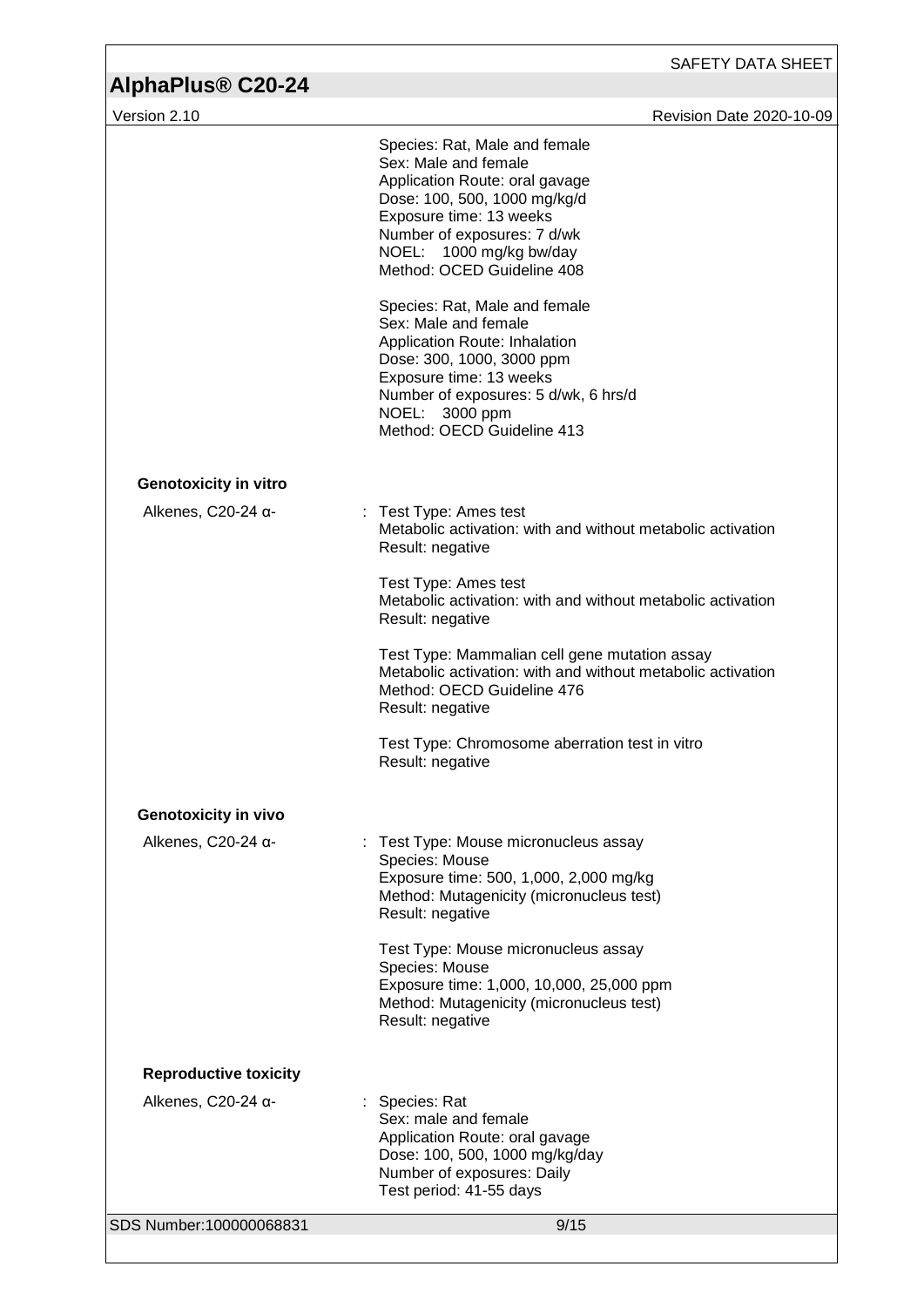Species: Rat, Male and female
Sex: Male and female
Application Route: oral gavage
Dose: 100, 500, 1000 mg/kg/d
Exposure time: 13 weeks
Number of exposures: 7 d/wk
NOEL: 1000 mg/kg bw/day
Method: OCED Guideline 408

Species: Rat, Male and female
Sex: Male and female
Application Route: Inhalation
Dose: 300, 1000, 3000 ppm
Exposure time: 13 weeks
Number of exposures: 5 d/wk, 6 hrs/d
NOEL: 3000 ppm
Method: OECD Guideline 413

**Genotoxicity in vitro**

Alkenes, C20-24 α- : Test Type: Ames test
Metabolic activation: with and without metabolic activation
Result: negative

Test Type: Ames test
Metabolic activation: with and without metabolic activation
Result: negative

Test Type: Mammalian cell gene mutation assay
Metabolic activation: with and without metabolic activation
Method: OECD Guideline 476
Result: negative

Test Type: Chromosome aberration test in vitro
Result: negative

**Genotoxicity in vivo**

Alkenes, C20-24 α- : Test Type: Mouse micronucleus assay
Species: Mouse
Exposure time: 500, 1,000, 2,000 mg/kg
Method: Mutagenicity (micronucleus test)
Result: negative

Test Type: Mouse micronucleus assay
Species: Mouse
Exposure time: 1,000, 10,000, 25,000 ppm
Method: Mutagenicity (micronucleus test)
Result: negative

**Reproductive toxicity**

Alkenes, C20-24 α- : Species: Rat
Sex: male and female
Application Route: oral gavage
Dose: 100, 500, 1000 mg/kg/day
Number of exposures: Daily
Test period: 41-55 days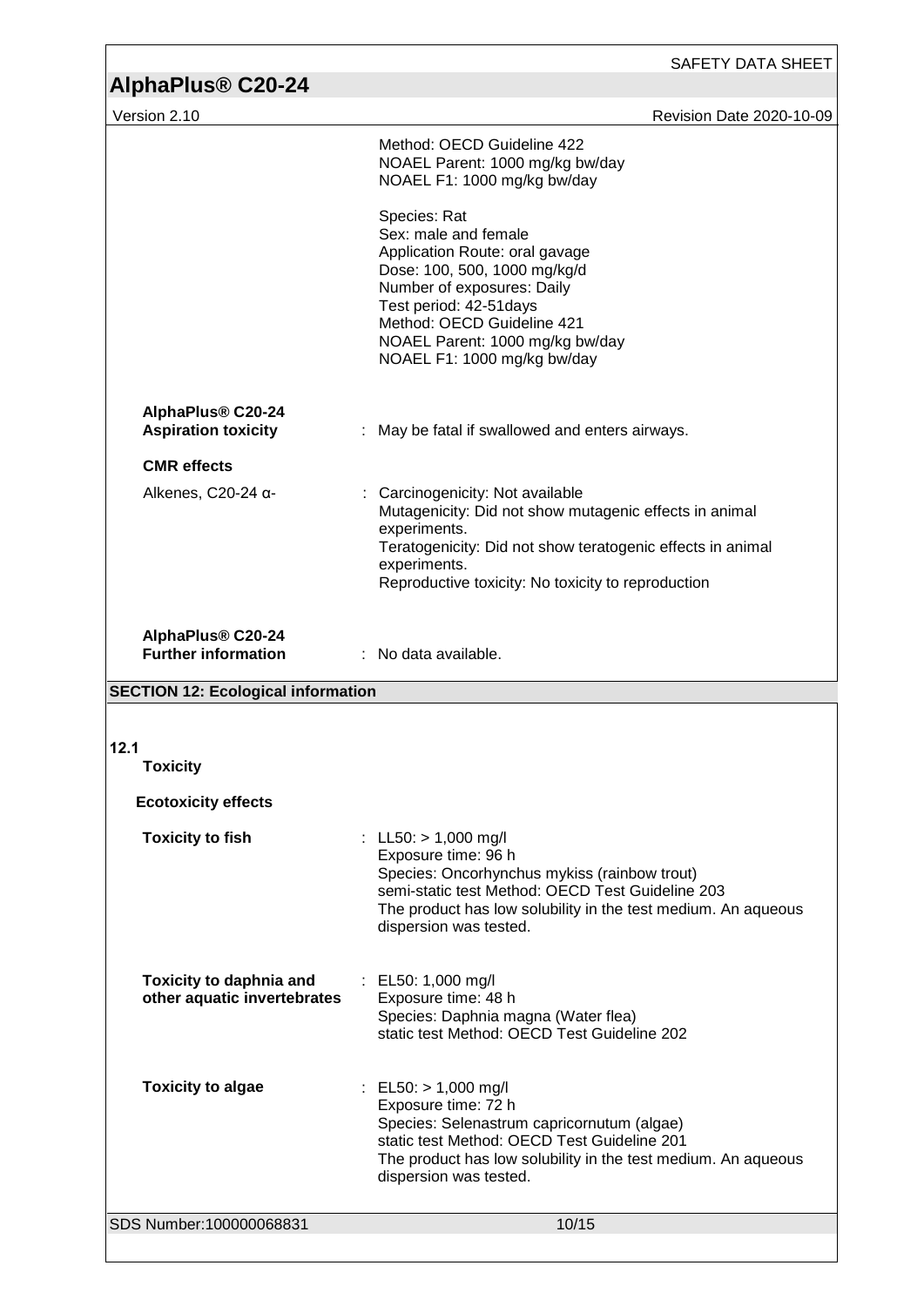Method: OECD Guideline 422
NOAEL Parent: 1000 mg/kg bw/day
NOAEL F1: 1000 mg/kg bw/day

Species: Rat
Sex: male and female
Application Route: oral gavage
Dose: 100, 500, 1000 mg/kg/d
Number of exposures: Daily
Test period: 42-51days
Method: OECD Guideline 421
NOAEL Parent: 1000 mg/kg bw/day
NOAEL F1: 1000 mg/kg bw/day

**AlphaPlus® C20-24**
**Aspiration toxicity** : May be fatal if swallowed and enters airways.

**CMR effects**

Alkenes, C20-24 α- : Carcinogenicity: Not available
Mutagenicity: Did not show mutagenic effects in animal experiments.
Teratogenicity: Did not show teratogenic effects in animal experiments.
Reproductive toxicity: No toxicity to reproduction

**AlphaPlus® C20-24**
**Further information** : No data available.

## SECTION 12: Ecological information

### 12.1 Toxicity

**Ecotoxicity effects**

**Toxicity to fish** : LL50: > 1,000 mg/l
Exposure time: 96 h
Species: Oncorhynchus mykiss (rainbow trout)
semi-static test Method: OECD Test Guideline 203
The product has low solubility in the test medium. An aqueous dispersion was tested.

**Toxicity to daphnia and other aquatic invertebrates** : EL50: 1,000 mg/l
Exposure time: 48 h
Species: Daphnia magna (Water flea)
static test Method: OECD Test Guideline 202

**Toxicity to algae** : EL50: > 1,000 mg/l
Exposure time: 72 h
Species: Selenastrum capricornutum (algae)
static test Method: OECD Test Guideline 201
The product has low solubility in the test medium. An aqueous dispersion was tested.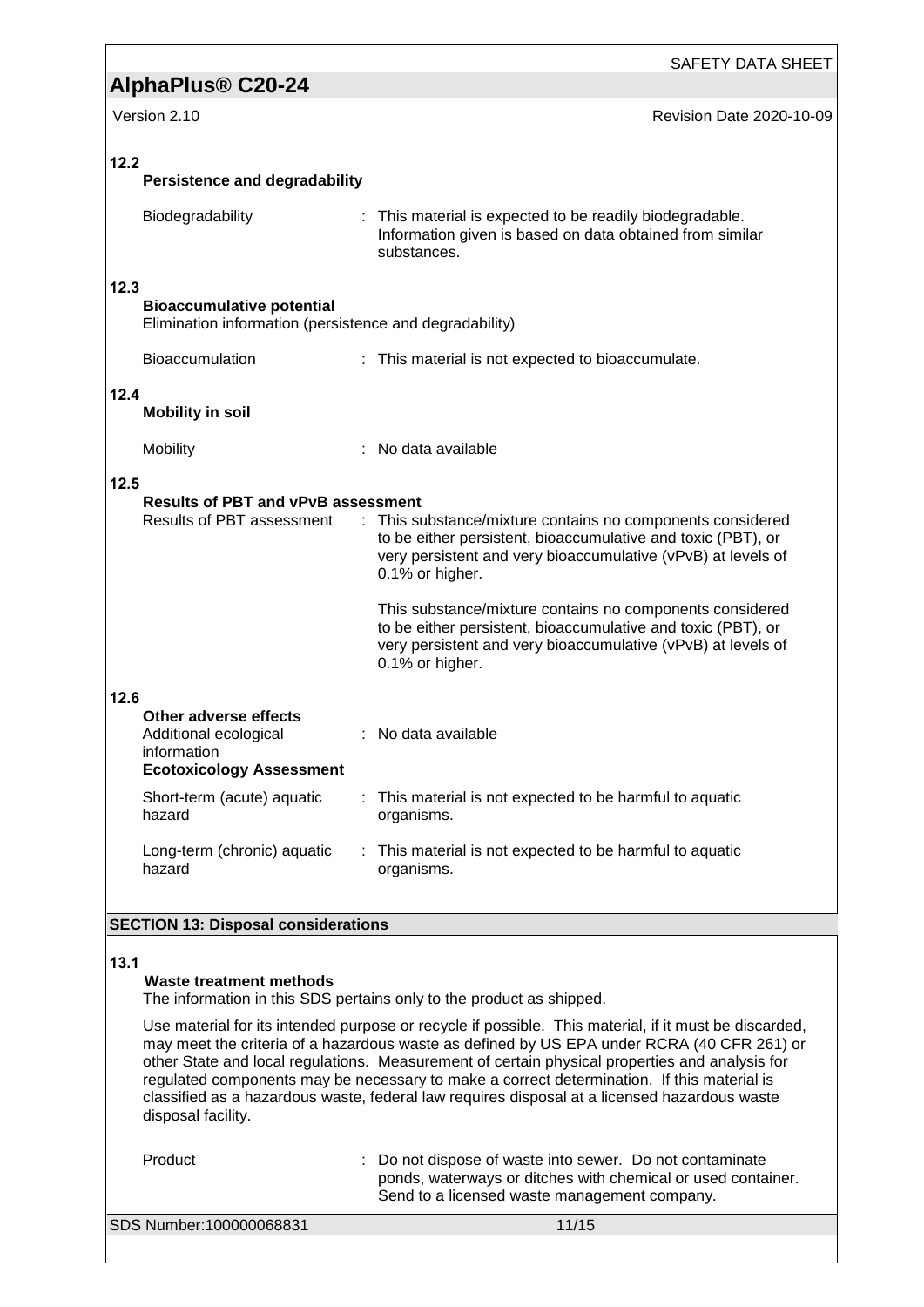**12.2 Persistence and degradability**

| | |
|---|---|
| Biodegradability | : This material is expected to be readily biodegradable. Information given is based on data obtained from similar substances. |

**12.3 Bioaccumulative potential**

Elimination information (persistence and degradability)

| | |
|---|---|
| Bioaccumulation | : This material is not expected to bioaccumulate. |

**12.4 Mobility in soil**

| | |
|---|---|
| Mobility | : No data available |

**12.5 Results of PBT and vPvB assessment**

| | |
|---|---|
| Results of PBT assessment | : This substance/mixture contains no components considered to be either persistent, bioaccumulative and toxic (PBT), or very persistent and very bioaccumulative (vPvB) at levels of 0.1% or higher.<br><br>This substance/mixture contains no components considered to be either persistent, bioaccumulative and toxic (PBT), or very persistent and very bioaccumulative (vPvB) at levels of 0.1% or higher. |

**12.6 Other adverse effects**

| | |
|---|---|
| Additional ecological information | : No data available |

**Ecotoxicology Assessment**

| | |
|---|---|
| Short-term (acute) aquatic hazard | : This material is not expected to be harmful to aquatic organisms. |
| Long-term (chronic) aquatic hazard | : This material is not expected to be harmful to aquatic organisms. |

## SECTION 13: Disposal considerations

**13.1 Waste treatment methods**

The information in this SDS pertains only to the product as shipped.

Use material for its intended purpose or recycle if possible. This material, if it must be discarded, may meet the criteria of a hazardous waste as defined by US EPA under RCRA (40 CFR 261) or other State and local regulations. Measurement of certain physical properties and analysis for regulated components may be necessary to make a correct determination. If this material is classified as a hazardous waste, federal law requires disposal at a licensed hazardous waste disposal facility.

| | |
|---|---|
| Product | : Do not dispose of waste into sewer. Do not contaminate ponds, waterways or ditches with chemical or used container. Send to a licensed waste management company. |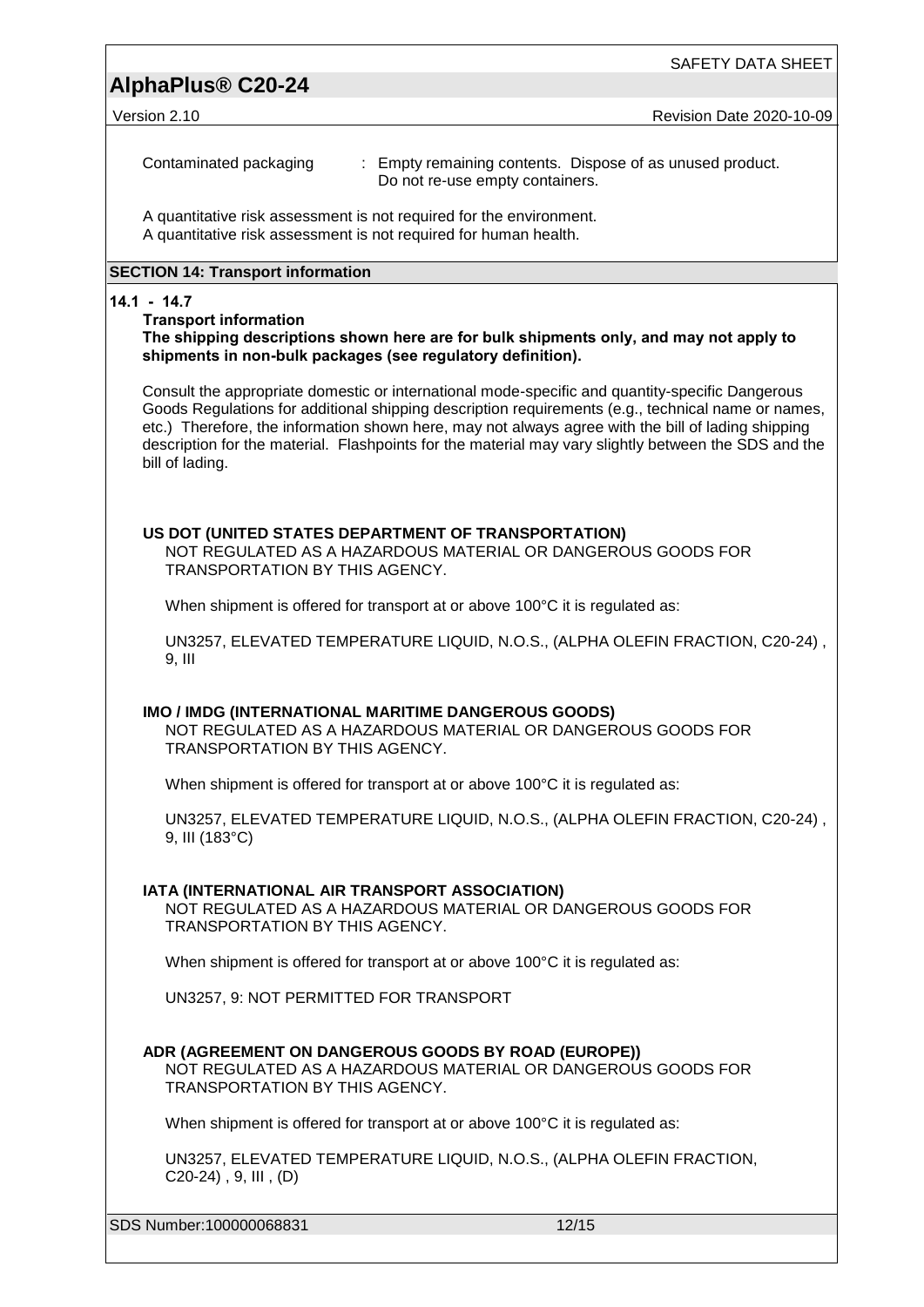Contaminated packaging : Empty remaining contents. Dispose of as unused product. Do not re-use empty containers.

A quantitative risk assessment is not required for the environment.
A quantitative risk assessment is not required for human health.

## SECTION 14: Transport information

**14.1 - 14.7**

**Transport information**

**The shipping descriptions shown here are for bulk shipments only, and may not apply to shipments in non-bulk packages (see regulatory definition).**

Consult the appropriate domestic or international mode-specific and quantity-specific Dangerous Goods Regulations for additional shipping description requirements (e.g., technical name or names, etc.) Therefore, the information shown here, may not always agree with the bill of lading shipping description for the material. Flashpoints for the material may vary slightly between the SDS and the bill of lading.

**US DOT (UNITED STATES DEPARTMENT OF TRANSPORTATION)**
NOT REGULATED AS A HAZARDOUS MATERIAL OR DANGEROUS GOODS FOR TRANSPORTATION BY THIS AGENCY.

When shipment is offered for transport at or above 100°C it is regulated as:

UN3257, ELEVATED TEMPERATURE LIQUID, N.O.S., (ALPHA OLEFIN FRACTION, C20-24) , 9, III

**IMO / IMDG (INTERNATIONAL MARITIME DANGEROUS GOODS)**
NOT REGULATED AS A HAZARDOUS MATERIAL OR DANGEROUS GOODS FOR TRANSPORTATION BY THIS AGENCY.

When shipment is offered for transport at or above 100°C it is regulated as:

UN3257, ELEVATED TEMPERATURE LIQUID, N.O.S., (ALPHA OLEFIN FRACTION, C20-24) , 9, III (183°C)

**IATA (INTERNATIONAL AIR TRANSPORT ASSOCIATION)**
NOT REGULATED AS A HAZARDOUS MATERIAL OR DANGEROUS GOODS FOR TRANSPORTATION BY THIS AGENCY.

When shipment is offered for transport at or above 100°C it is regulated as:

UN3257, 9: NOT PERMITTED FOR TRANSPORT

**ADR (AGREEMENT ON DANGEROUS GOODS BY ROAD (EUROPE))**
NOT REGULATED AS A HAZARDOUS MATERIAL OR DANGEROUS GOODS FOR TRANSPORTATION BY THIS AGENCY.

When shipment is offered for transport at or above 100°C it is regulated as:

UN3257, ELEVATED TEMPERATURE LIQUID, N.O.S., (ALPHA OLEFIN FRACTION, C20-24) , 9, III , (D)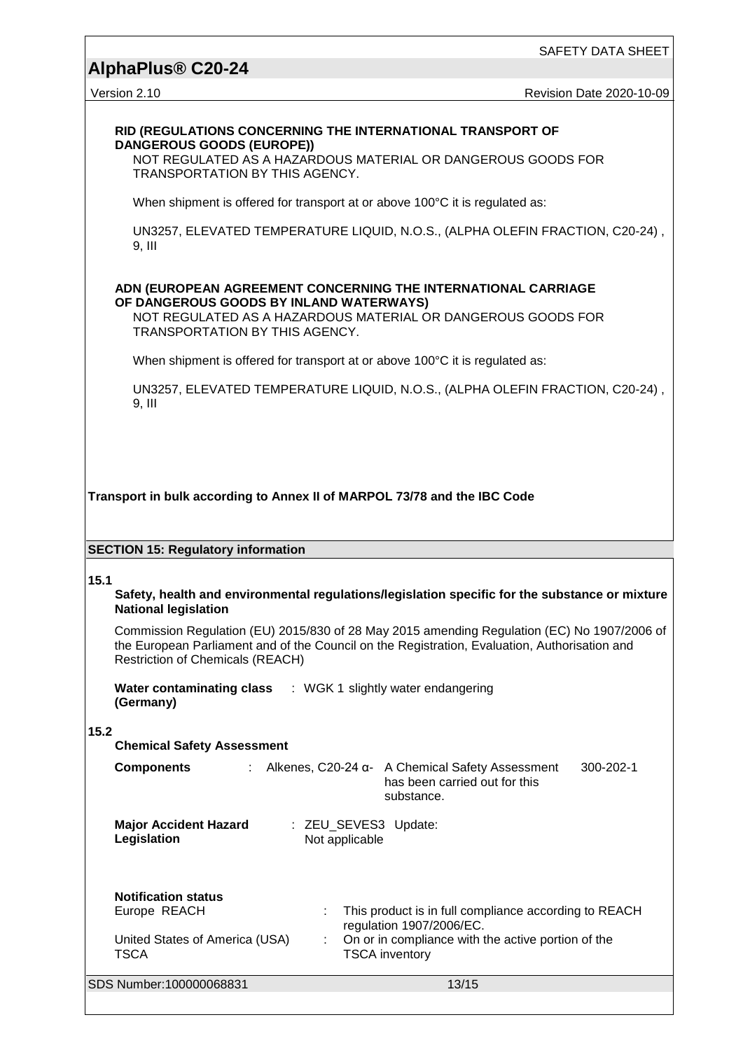**RID (REGULATIONS CONCERNING THE INTERNATIONAL TRANSPORT OF DANGEROUS GOODS (EUROPE))**

NOT REGULATED AS A HAZARDOUS MATERIAL OR DANGEROUS GOODS FOR TRANSPORTATION BY THIS AGENCY.

When shipment is offered for transport at or above 100°C it is regulated as:

UN3257, ELEVATED TEMPERATURE LIQUID, N.O.S., (ALPHA OLEFIN FRACTION, C20-24) , 9, III

**ADN (EUROPEAN AGREEMENT CONCERNING THE INTERNATIONAL CARRIAGE OF DANGEROUS GOODS BY INLAND WATERWAYS)**

NOT REGULATED AS A HAZARDOUS MATERIAL OR DANGEROUS GOODS FOR TRANSPORTATION BY THIS AGENCY.

When shipment is offered for transport at or above 100°C it is regulated as:

UN3257, ELEVATED TEMPERATURE LIQUID, N.O.S., (ALPHA OLEFIN FRACTION, C20-24) , 9, III

**Transport in bulk according to Annex II of MARPOL 73/78 and the IBC Code**

## SECTION 15: Regulatory information

**15.1**

**Safety, health and environmental regulations/legislation specific for the substance or mixture**

**National legislation**

Commission Regulation (EU) 2015/830 of 28 May 2015 amending Regulation (EC) No 1907/2006 of the European Parliament and of the Council on the Registration, Evaluation, Authorisation and Restriction of Chemicals (REACH)

**Water contaminating class (Germany)** : WGK 1 slightly water endangering

**15.2**

**Chemical Safety Assessment**

**Components** : Alkenes, C20-24 α- A Chemical Safety Assessment has been carried out for this substance. 300-202-1

**Major Accident Hazard Legislation** : ZEU_SEVES3 Update: Not applicable

**Notification status**

Europe REACH : This product is in full compliance according to REACH regulation 1907/2006/EC.

United States of America (USA) TSCA : On or in compliance with the active portion of the TSCA inventory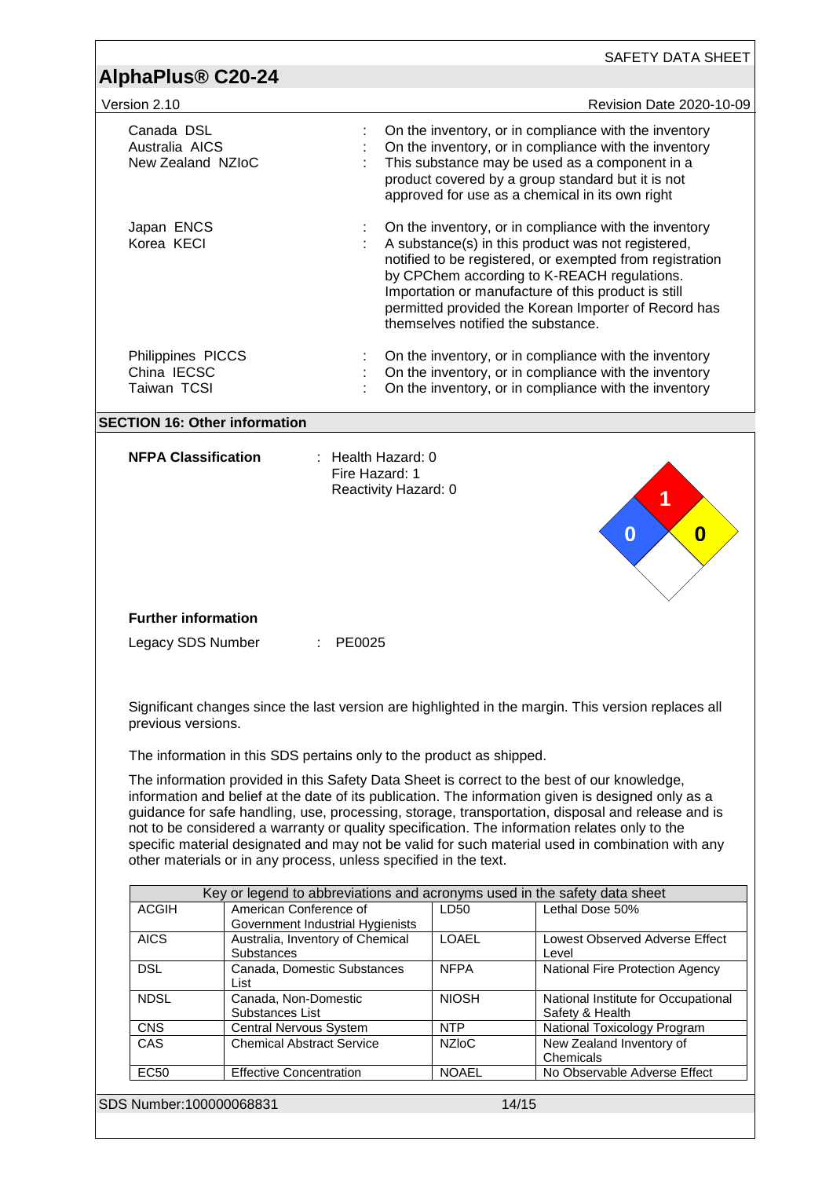| | | |
|---|---|---|
| Canada DSL | : | On the inventory, or in compliance with the inventory |
| Australia AICS | : | On the inventory, or in compliance with the inventory |
| New Zealand NZIoC | : | This substance may be used as a component in a product covered by a group standard but it is not approved for use as a chemical in its own right |
| Japan ENCS | : | On the inventory, or in compliance with the inventory |
| Korea KECI | : | A substance(s) in this product was not registered, notified to be registered, or exempted from registration by CPChem according to K-REACH regulations. Importation or manufacture of this product is still permitted provided the Korean Importer of Record has themselves notified the substance. |
| Philippines PICCS | : | On the inventory, or in compliance with the inventory |
| China IECSC | : | On the inventory, or in compliance with the inventory |
| Taiwan TCSI | : | On the inventory, or in compliance with the inventory |

## SECTION 16: Other information

**NFPA Classification** : Health Hazard: 0
Fire Hazard: 1
Reactivity Hazard: 0

**Further information**

Legacy SDS Number : PE0025

Significant changes since the last version are highlighted in the margin. This version replaces all previous versions.

The information in this SDS pertains only to the product as shipped.

The information provided in this Safety Data Sheet is correct to the best of our knowledge, information and belief at the date of its publication. The information given is designed only as a guidance for safe handling, use, processing, storage, transportation, disposal and release and is not to be considered a warranty or quality specification. The information relates only to the specific material designated and may not be valid for such material used in combination with any other materials or in any process, unless specified in the text.

| Key or legend to abbreviations and acronyms used in the safety data sheet | | | |
|---|---|---|---|
| ACGIH | American Conference of Government Industrial Hygienists | LD50 | Lethal Dose 50% |
| AICS | Australia, Inventory of Chemical Substances | LOAEL | Lowest Observed Adverse Effect Level |
| DSL | Canada, Domestic Substances List | NFPA | National Fire Protection Agency |
| NDSL | Canada, Non-Domestic Substances List | NIOSH | National Institute for Occupational Safety & Health |
| CNS | Central Nervous System | NTP | National Toxicology Program |
| CAS | Chemical Abstract Service | NZIoC | New Zealand Inventory of Chemicals |
| EC50 | Effective Concentration | NOAEL | No Observable Adverse Effect |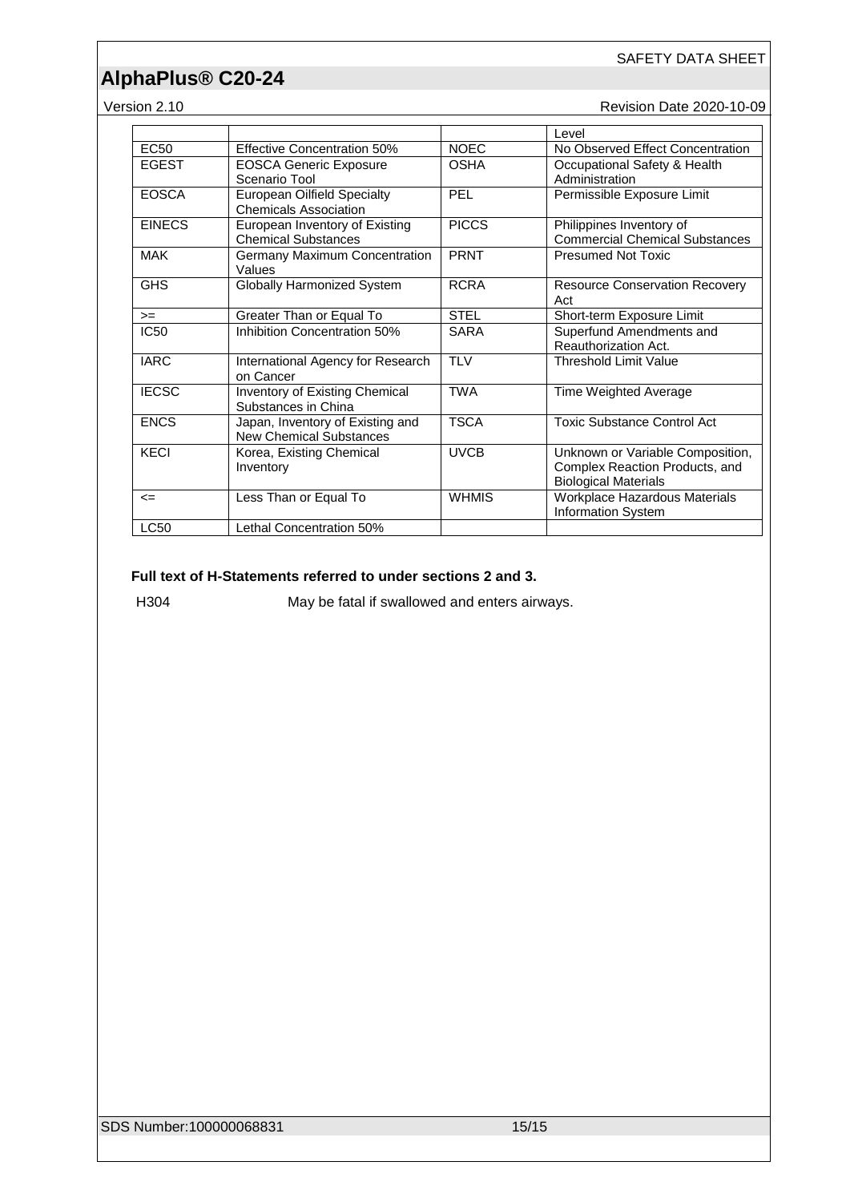| | | | |
|---|---|---|---|
| | | | Level |
| EC50 | Effective Concentration 50% | NOEC | No Observed Effect Concentration |
| EGEST | EOSCA Generic Exposure Scenario Tool | OSHA | Occupational Safety & Health Administration |
| EOSCA | European Oilfield Specialty Chemicals Association | PEL | Permissible Exposure Limit |
| EINECS | European Inventory of Existing Chemical Substances | PICCS | Philippines Inventory of Commercial Chemical Substances |
| MAK | Germany Maximum Concentration Values | PRNT | Presumed Not Toxic |
| GHS | Globally Harmonized System | RCRA | Resource Conservation Recovery Act |
| >= | Greater Than or Equal To | STEL | Short-term Exposure Limit |
| IC50 | Inhibition Concentration 50% | SARA | Superfund Amendments and Reauthorization Act. |
| IARC | International Agency for Research on Cancer | TLV | Threshold Limit Value |
| IECSC | Inventory of Existing Chemical Substances in China | TWA | Time Weighted Average |
| ENCS | Japan, Inventory of Existing and New Chemical Substances | TSCA | Toxic Substance Control Act |
| KECI | Korea, Existing Chemical Inventory | UVCB | Unknown or Variable Composition, Complex Reaction Products, and Biological Materials |
| <= | Less Than or Equal To | WHMIS | Workplace Hazardous Materials Information System |
| LC50 | Lethal Concentration 50% | | |

**Full text of H-Statements referred to under sections 2 and 3.**

H304 May be fatal if swallowed and enters airways.